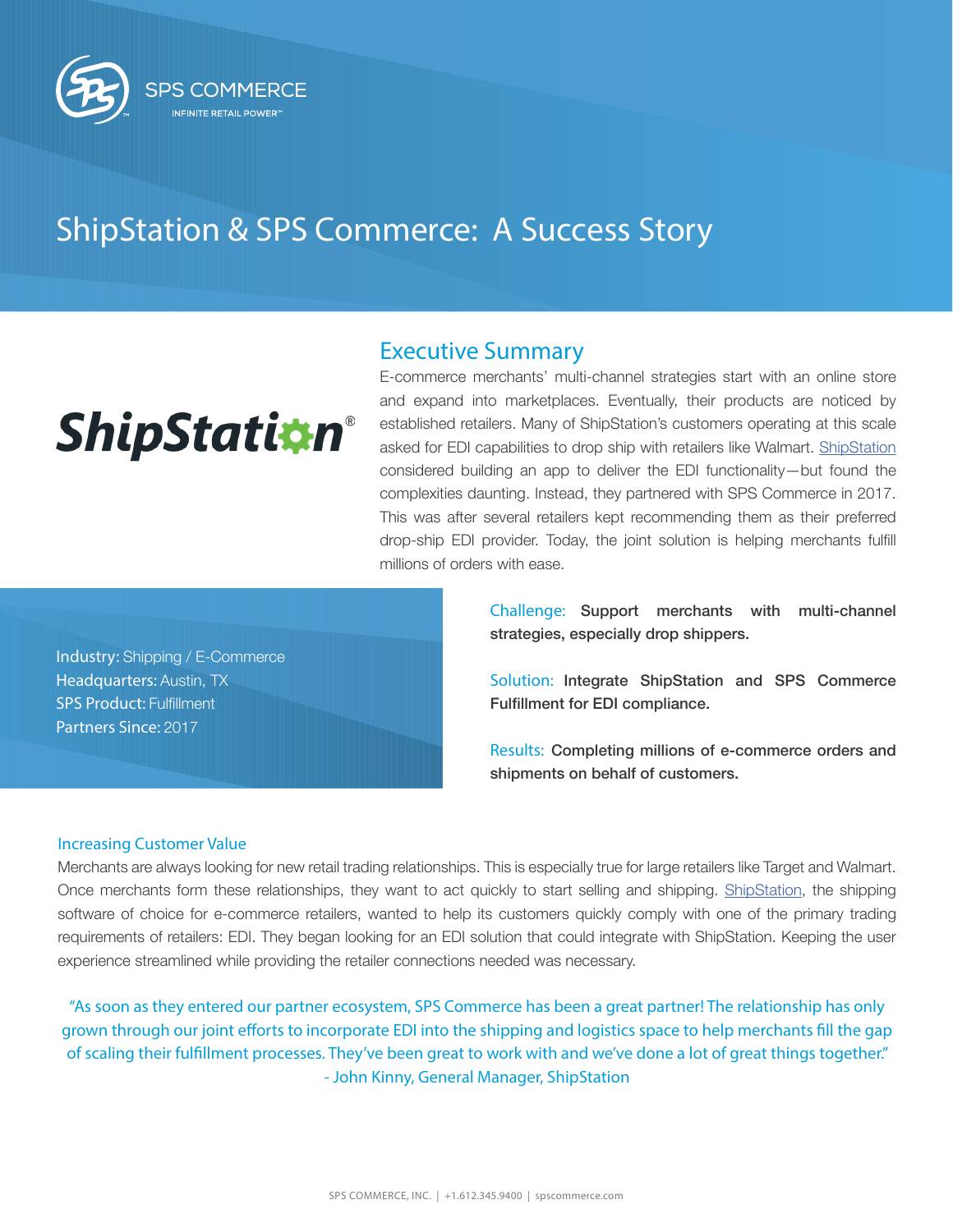SPS COMMERCE

INFINITE RETAIL POWER™

# ShipStation & SPS Commerce: A Success Story

ShipStation®

## Executive Summary

E-commerce merchants' multi-channel strategies start with an online store and expand into marketplaces. Eventually, their products are noticed by established retailers. Many of ShipStation's customers operating at this scale asked for EDI capabilities to drop ship with retailers like Walmart. ShipStation considered building an app to deliver the EDI functionality—but found the complexities daunting. Instead, they partnered with SPS Commerce in 2017. This was after several retailers kept recommending them as their preferred drop-ship EDI provider. Today, the joint solution is helping merchants fulfill millions of orders with ease.

Industry: Shipping / E-Commerce
Headquarters: Austin, TX
SPS Product: Fulfillment
Partners Since: 2017

Challenge: **Support merchants with multi-channel strategies, especially drop shippers.**

Solution: **Integrate ShipStation and SPS Commerce Fulfillment for EDI compliance.**

Results: **Completing millions of e-commerce orders and shipments on behalf of customers.**

### Increasing Customer Value

Merchants are always looking for new retail trading relationships. This is especially true for large retailers like Target and Walmart. Once merchants form these relationships, they want to act quickly to start selling and shipping. ShipStation, the shipping software of choice for e-commerce retailers, wanted to help its customers quickly comply with one of the primary trading requirements of retailers: EDI. They began looking for an EDI solution that could integrate with ShipStation. Keeping the user experience streamlined while providing the retailer connections needed was necessary.

"As soon as they entered our partner ecosystem, SPS Commerce has been a great partner! The relationship has only grown through our joint efforts to incorporate EDI into the shipping and logistics space to help merchants fill the gap of scaling their fulfillment processes. They've been great to work with and we've done a lot of great things together."
- John Kinny, General Manager, ShipStation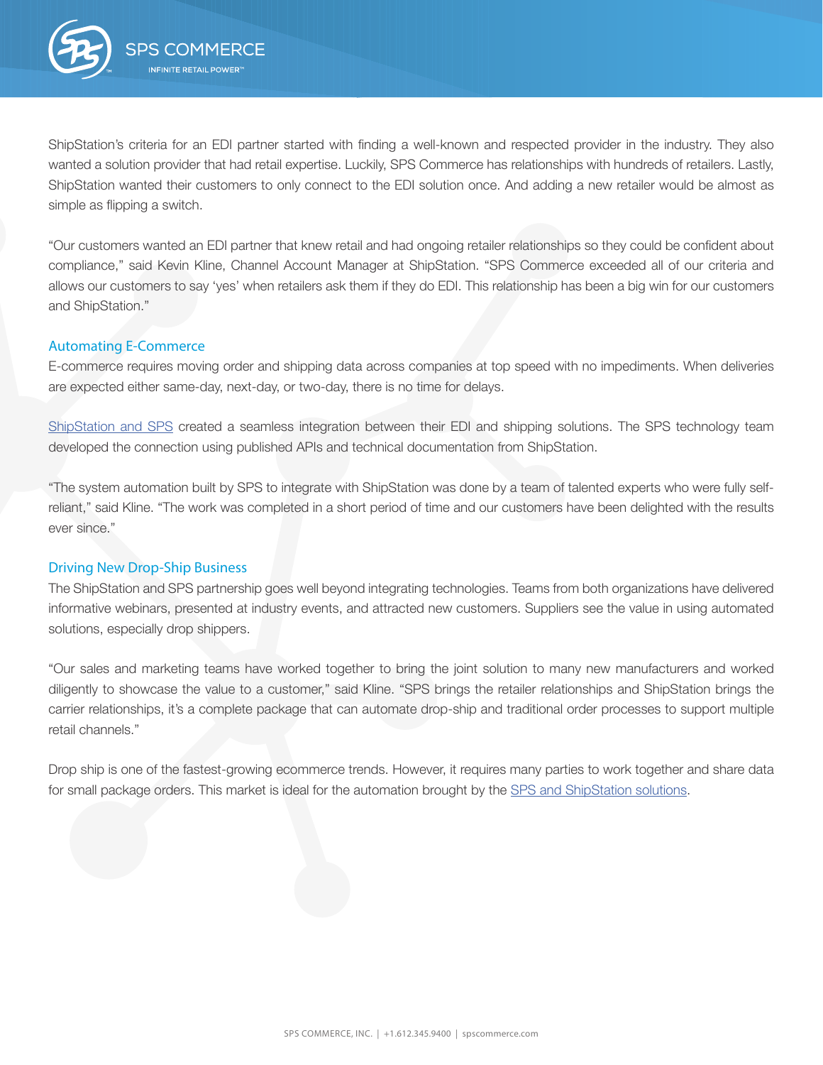ShipStation's criteria for an EDI partner started with finding a well-known and respected provider in the industry. They also wanted a solution provider that had retail expertise. Luckily, SPS Commerce has relationships with hundreds of retailers. Lastly, ShipStation wanted their customers to only connect to the EDI solution once. And adding a new retailer would be almost as simple as flipping a switch.

"Our customers wanted an EDI partner that knew retail and had ongoing retailer relationships so they could be confident about compliance," said Kevin Kline, Channel Account Manager at ShipStation. "SPS Commerce exceeded all of our criteria and allows our customers to say 'yes' when retailers ask them if they do EDI. This relationship has been a big win for our customers and ShipStation."

## Automating E-Commerce

E-commerce requires moving order and shipping data across companies at top speed with no impediments. When deliveries are expected either same-day, next-day, or two-day, there is no time for delays.

ShipStation and SPS created a seamless integration between their EDI and shipping solutions. The SPS technology team developed the connection using published APIs and technical documentation from ShipStation.

"The system automation built by SPS to integrate with ShipStation was done by a team of talented experts who were fully self-reliant," said Kline. "The work was completed in a short period of time and our customers have been delighted with the results ever since."

## Driving New Drop-Ship Business

The ShipStation and SPS partnership goes well beyond integrating technologies. Teams from both organizations have delivered informative webinars, presented at industry events, and attracted new customers. Suppliers see the value in using automated solutions, especially drop shippers.

"Our sales and marketing teams have worked together to bring the joint solution to many new manufacturers and worked diligently to showcase the value to a customer," said Kline. "SPS brings the retailer relationships and ShipStation brings the carrier relationships, it's a complete package that can automate drop-ship and traditional order processes to support multiple retail channels."

Drop ship is one of the fastest-growing ecommerce trends. However, it requires many parties to work together and share data for small package orders. This market is ideal for the automation brought by the SPS and ShipStation solutions.